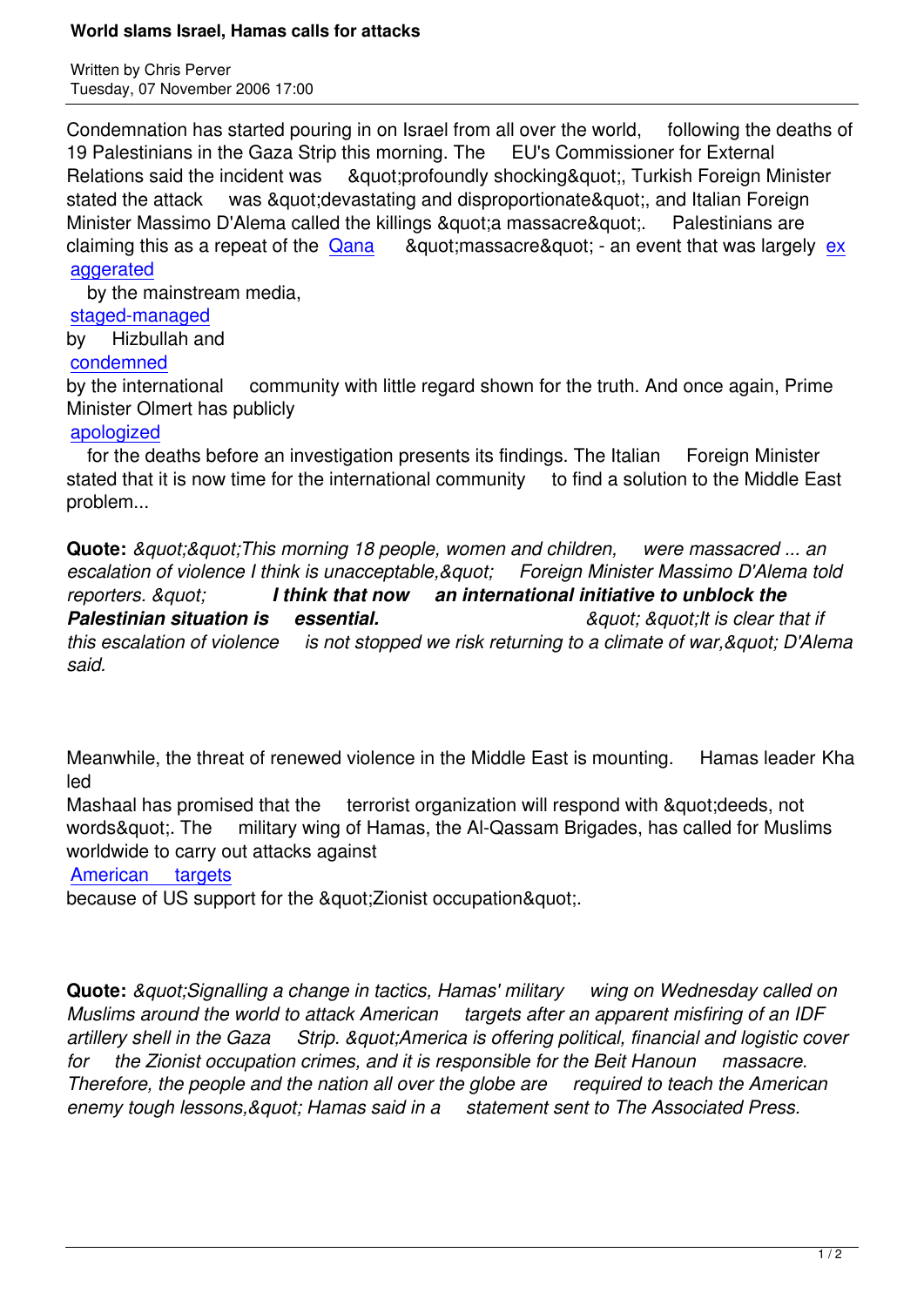# World slams Israel, Hamas calls for attacks

Written by Chris Perver
Tuesday, 07 November 2006 17:00

Condemnation has started pouring in on Israel from all over the world, following the deaths of 19 Palestinians in the Gaza Strip this morning. The EU's Commissioner for External Relations said the incident was &quot;profoundly shocking&quot;, Turkish Foreign Minister stated the attack was &quot;devastating and disproportionate&quot;, and Italian Foreign Minister Massimo D'Alema called the killings &quot;a massacre&quot;. Palestinians are claiming this as a repeat of the Qana &quot;massacre&quot; - an event that was largely exaggerated by the mainstream media, staged-managed by Hizbullah and condemned by the international community with little regard shown for the truth. And once again, Prime Minister Olmert has publicly apologized for the deaths before an investigation presents its findings. The Italian Foreign Minister stated that it is now time for the international community to find a solution to the Middle East problem...

**Quote:** *&quot;&quot;This morning 18 people, women and children, were massacred ... an escalation of violence I think is unacceptable,&quot; Foreign Minister Massimo D'Alema told reporters. &quot;* ***I think that now an international initiative to unblock the Palestinian situation is essential.*** *&quot; &quot;It is clear that if this escalation of violence is not stopped we risk returning to a climate of war,&quot; D'Alema said.*

Meanwhile, the threat of renewed violence in the Middle East is mounting. Hamas leader Khaled Mashaal has promised that the terrorist organization will respond with &quot;deeds, not words&quot;. The military wing of Hamas, the Al-Qassam Brigades, has called for Muslims worldwide to carry out attacks against American targets because of US support for the &quot;Zionist occupation&quot;.

**Quote:** *&quot;Signalling a change in tactics, Hamas' military wing on Wednesday called on Muslims around the world to attack American targets after an apparent misfiring of an IDF artillery shell in the Gaza Strip. &quot;America is offering political, financial and logistic cover for the Zionist occupation crimes, and it is responsible for the Beit Hanoun massacre. Therefore, the people and the nation all over the globe are required to teach the American enemy tough lessons,&quot; Hamas said in a statement sent to The Associated Press.*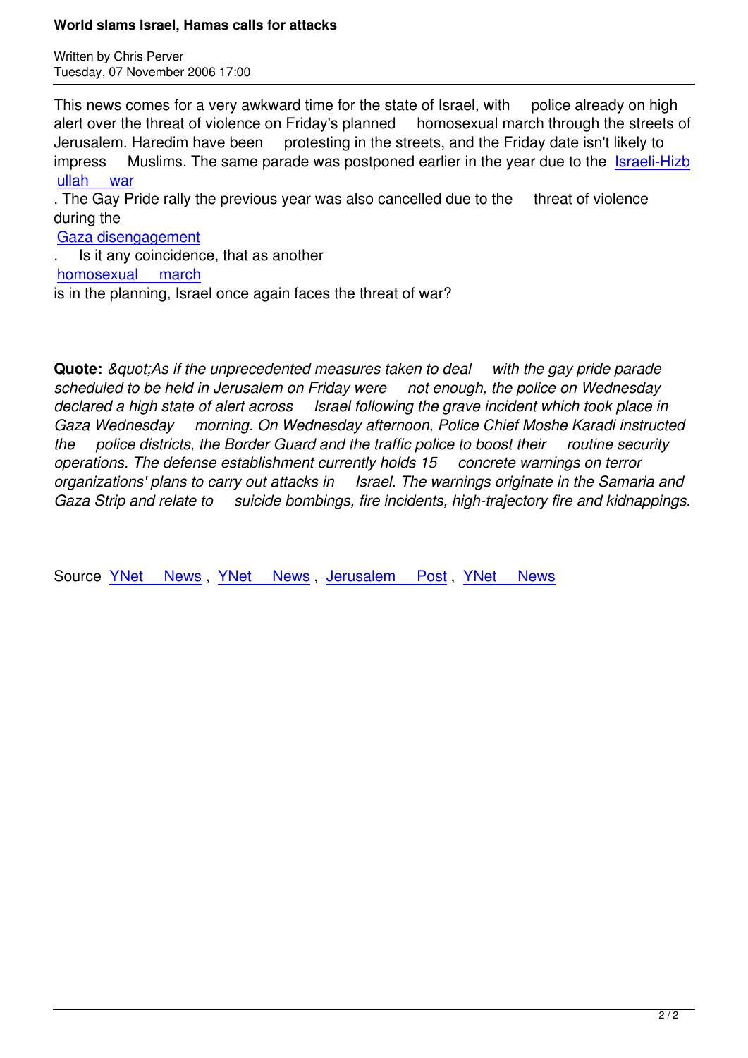This news comes for a very awkward time for the state of Israel, with police already on high alert over the threat of violence on Friday's planned homosexual march through the streets of Jerusalem. Haredim have been protesting in the streets, and the Friday date isn't likely to impress Muslims. The same parade was postponed earlier in the year due to the Israeli-Hizbullah war. The Gay Pride rally the previous year was also cancelled due to the threat of violence during the Gaza disengagement. Is it any coincidence, that as another homosexual march is in the planning, Israel once again faces the threat of war?

**Quote:** *&quot;As if the unprecedented measures taken to deal with the gay pride parade scheduled to be held in Jerusalem on Friday were not enough, the police on Wednesday declared a high state of alert across Israel following the grave incident which took place in Gaza Wednesday morning. On Wednesday afternoon, Police Chief Moshe Karadi instructed the police districts, the Border Guard and the traffic police to boost their routine security operations. The defense establishment currently holds 15 concrete warnings on terror organizations' plans to carry out attacks in Israel. The warnings originate in the Samaria and Gaza Strip and relate to suicide bombings, fire incidents, high-trajectory fire and kidnappings.*

Source YNet News , YNet News , Jerusalem Post , YNet News